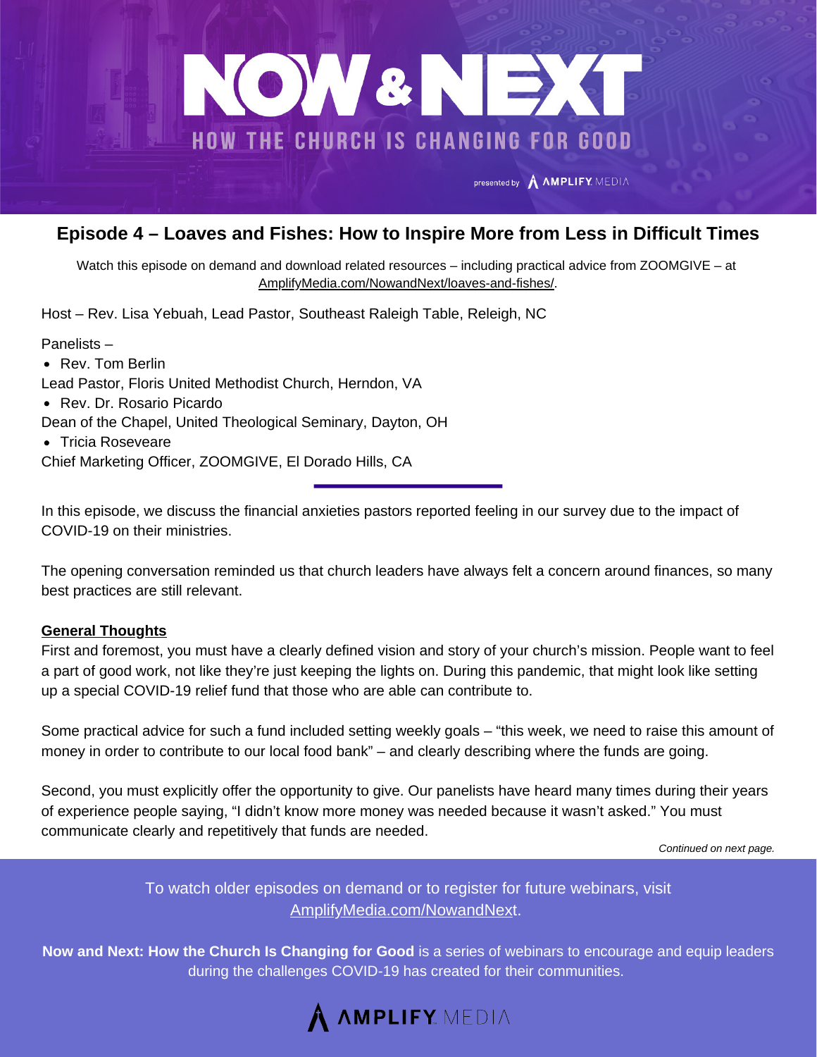# NOW & NEXT

HOW THE CHURCH IS CHANGING FOR GOOD

presented by AMPLIFY MEDIA

## Episode 4 – Loaves and Fishes: How to Inspire More from Less in Difficult Times

Watch this episode on demand and download related resources – including practical advice from ZOOMGIVE – at AmplifyMedia.com/NowandNext/loaves-and-fishes/.

Host – Rev. Lisa Yebuah, Lead Pastor, Southeast Raleigh Table, Releigh, NC

Panelists –

- Rev. Tom Berlin

Lead Pastor, Floris United Methodist Church, Herndon, VA

- Rev. Dr. Rosario Picardo

Dean of the Chapel, United Theological Seminary, Dayton, OH

- Tricia Roseveare

Chief Marketing Officer, ZOOMGIVE, El Dorado Hills, CA

---

In this episode, we discuss the financial anxieties pastors reported feeling in our survey due to the impact of COVID-19 on their ministries.

The opening conversation reminded us that church leaders have always felt a concern around finances, so many best practices are still relevant.

### General Thoughts

First and foremost, you must have a clearly defined vision and story of your church's mission. People want to feel a part of good work, not like they're just keeping the lights on. During this pandemic, that might look like setting up a special COVID-19 relief fund that those who are able can contribute to.

Some practical advice for such a fund included setting weekly goals – "this week, we need to raise this amount of money in order to contribute to our local food bank" – and clearly describing where the funds are going.

Second, you must explicitly offer the opportunity to give. Our panelists have heard many times during their years of experience people saying, "I didn't know more money was needed because it wasn't asked." You must communicate clearly and repetitively that funds are needed.

*Continued on next page.*

To watch older episodes on demand or to register for future webinars, visit AmplifyMedia.com/NowandNext.

**Now and Next: How the Church Is Changing for Good** is a series of webinars to encourage and equip leaders during the challenges COVID-19 has created for their communities.

AMPLIFY MEDIA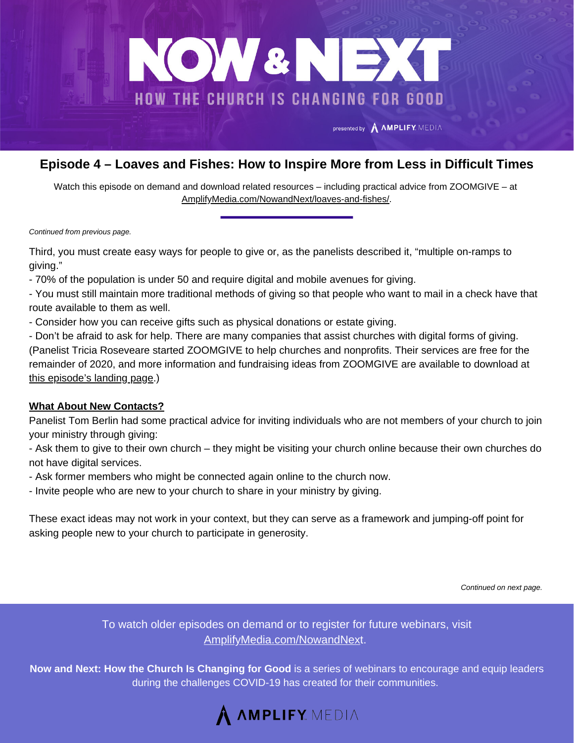# NOW & NEXT

## HOW THE CHURCH IS CHANGING FOR GOOD

presented by AMPLIFY MEDIA

## Episode 4 – Loaves and Fishes: How to Inspire More from Less in Difficult Times

Watch this episode on demand and download related resources – including practical advice from ZOOMGIVE – at AmplifyMedia.com/NowandNext/loaves-and-fishes/.

*Continued from previous page.*

Third, you must create easy ways for people to give or, as the panelists described it, "multiple on-ramps to giving."

- 70% of the population is under 50 and require digital and mobile avenues for giving.
- You must still maintain more traditional methods of giving so that people who want to mail in a check have that route available to them as well.
- Consider how you can receive gifts such as physical donations or estate giving.
- Don't be afraid to ask for help. There are many companies that assist churches with digital forms of giving. (Panelist Tricia Roseveare started ZOOMGIVE to help churches and nonprofits. Their services are free for the remainder of 2020, and more information and fundraising ideas from ZOOMGIVE are available to download at this episode's landing page.)

**What About New Contacts?**

Panelist Tom Berlin had some practical advice for inviting individuals who are not members of your church to join your ministry through giving:

- Ask them to give to their own church – they might be visiting your church online because their own churches do not have digital services.
- Ask former members who might be connected again online to the church now.
- Invite people who are new to your church to share in your ministry by giving.

These exact ideas may not work in your context, but they can serve as a framework and jumping-off point for asking people new to your church to participate in generosity.

*Continued on next page.*

To watch older episodes on demand or to register for future webinars, visit AmplifyMedia.com/NowandNext.

**Now and Next: How the Church Is Changing for Good** is a series of webinars to encourage and equip leaders during the challenges COVID-19 has created for their communities.

AMPLIFY MEDIA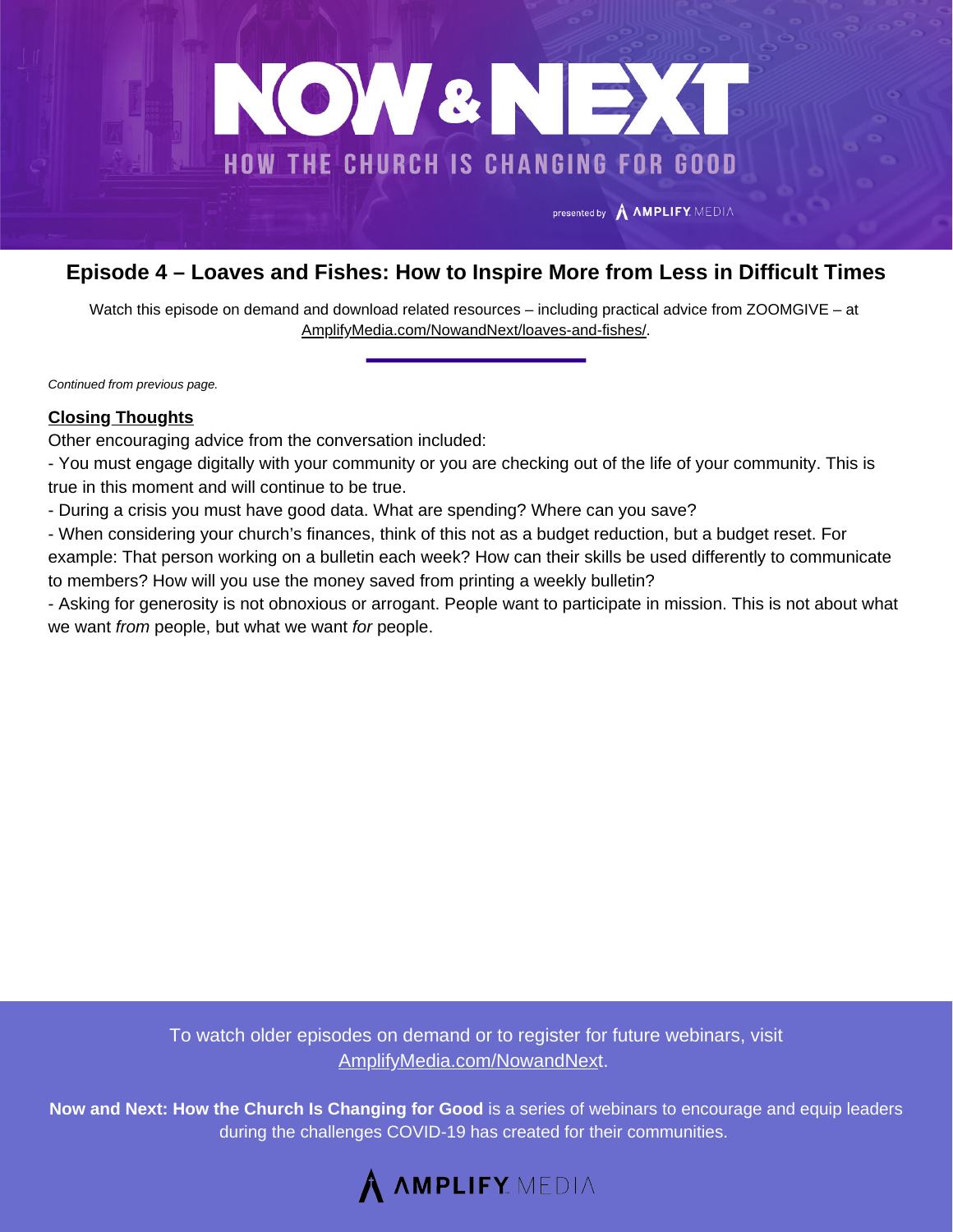# NOW & NEXT

HOW THE CHURCH IS CHANGING FOR GOOD

presented by AMPLIFY MEDIA

## Episode 4 – Loaves and Fishes: How to Inspire More from Less in Difficult Times

Watch this episode on demand and download related resources – including practical advice from ZOOMGIVE – at AmplifyMedia.com/NowandNext/loaves-and-fishes/.

*Continued from previous page.*

### Closing Thoughts

Other encouraging advice from the conversation included:

- You must engage digitally with your community or you are checking out of the life of your community. This is true in this moment and will continue to be true.
- During a crisis you must have good data. What are spending? Where can you save?
- When considering your church's finances, think of this not as a budget reduction, but a budget reset. For example: That person working on a bulletin each week? How can their skills be used differently to communicate to members? How will you use the money saved from printing a weekly bulletin?
- Asking for generosity is not obnoxious or arrogant. People want to participate in mission. This is not about what we want *from* people, but what we want *for* people.

To watch older episodes on demand or to register for future webinars, visit AmplifyMedia.com/NowandNext.

**Now and Next: How the Church Is Changing for Good** is a series of webinars to encourage and equip leaders during the challenges COVID-19 has created for their communities.

AMPLIFY MEDIA